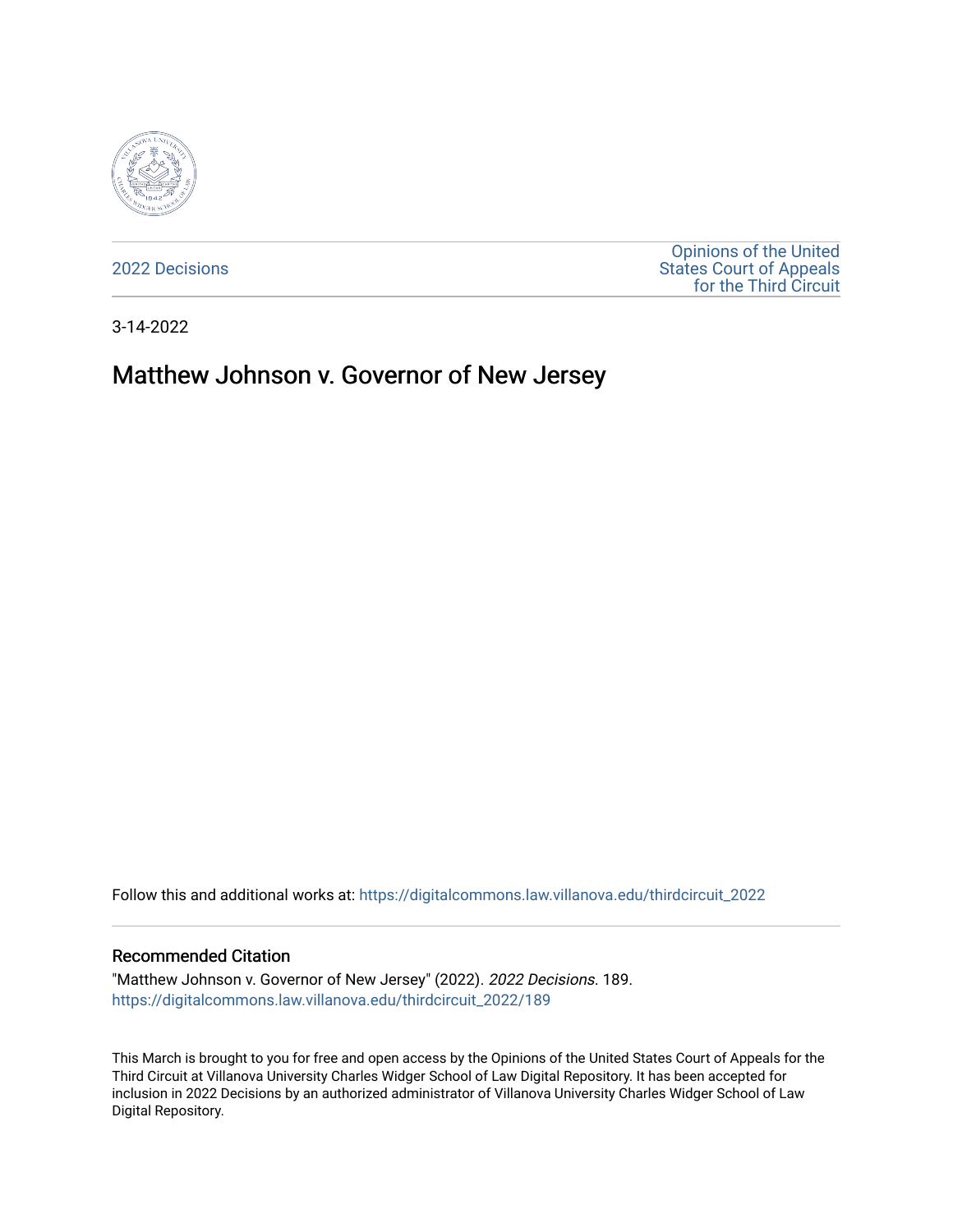2022 Decisions

Opinions of the United States Court of Appeals for the Third Circuit

3-14-2022

# Matthew Johnson v. Governor of New Jersey

Follow this and additional works at: https://digitalcommons.law.villanova.edu/thirdcircuit_2022

## Recommended Citation

"Matthew Johnson v. Governor of New Jersey" (2022). *2022 Decisions*. 189.
https://digitalcommons.law.villanova.edu/thirdcircuit_2022/189

This March is brought to you for free and open access by the Opinions of the United States Court of Appeals for the Third Circuit at Villanova University Charles Widger School of Law Digital Repository. It has been accepted for inclusion in 2022 Decisions by an authorized administrator of Villanova University Charles Widger School of Law Digital Repository.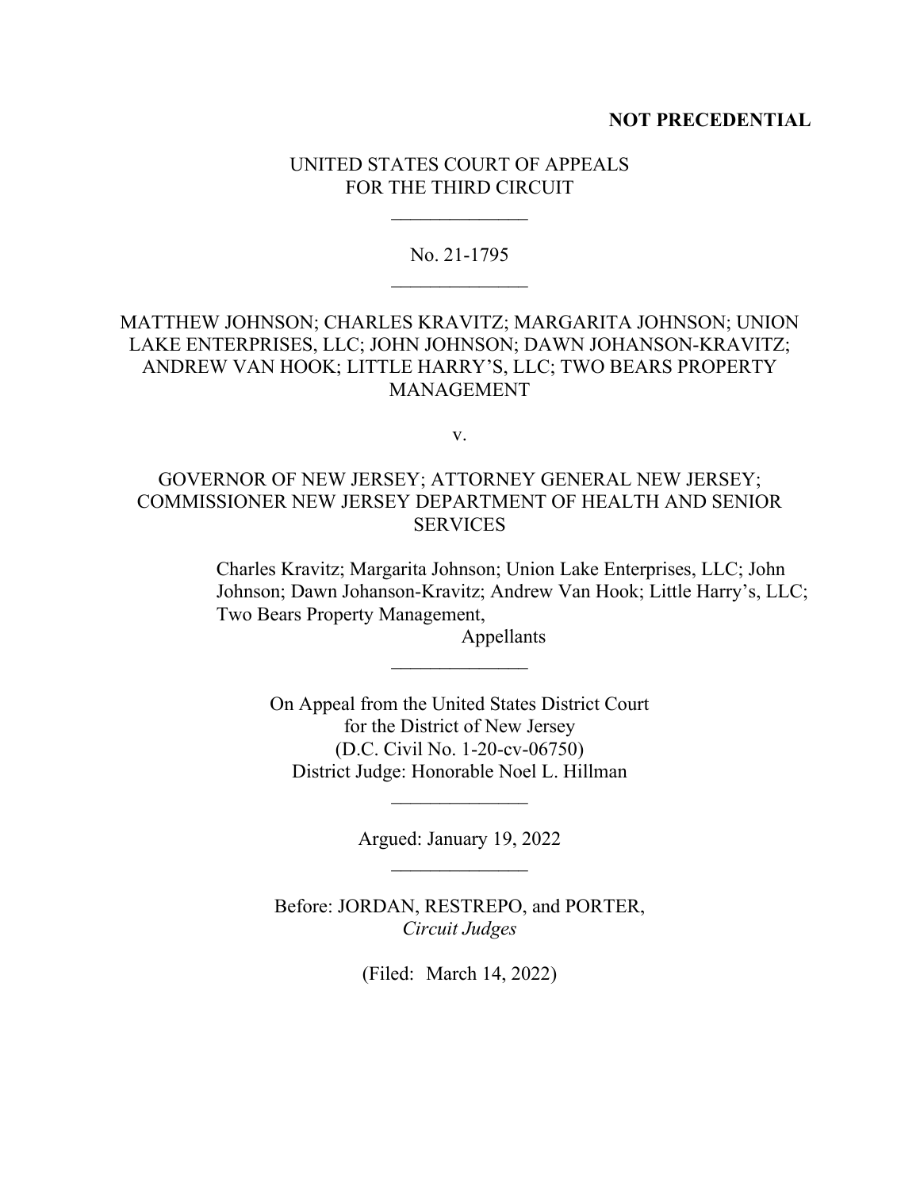**NOT PRECEDENTIAL**

UNITED STATES COURT OF APPEALS
FOR THE THIRD CIRCUIT

\_\_\_\_\_\_\_\_\_\_\_\_\_\_

No. 21-1795

\_\_\_\_\_\_\_\_\_\_\_\_\_\_

MATTHEW JOHNSON; CHARLES KRAVITZ; MARGARITA JOHNSON; UNION LAKE ENTERPRISES, LLC; JOHN JOHNSON; DAWN JOHANSON-KRAVITZ; ANDREW VAN HOOK; LITTLE HARRY'S, LLC; TWO BEARS PROPERTY MANAGEMENT

v.

GOVERNOR OF NEW JERSEY; ATTORNEY GENERAL NEW JERSEY; COMMISSIONER NEW JERSEY DEPARTMENT OF HEALTH AND SENIOR SERVICES

Charles Kravitz; Margarita Johnson; Union Lake Enterprises, LLC; John Johnson; Dawn Johanson-Kravitz; Andrew Van Hook; Little Harry's, LLC; Two Bears Property Management,

Appellants

\_\_\_\_\_\_\_\_\_\_\_\_\_\_

On Appeal from the United States District Court
for the District of New Jersey
(D.C. Civil No. 1-20-cv-06750)
District Judge: Honorable Noel L. Hillman

\_\_\_\_\_\_\_\_\_\_\_\_\_\_

Argued: January 19, 2022

\_\_\_\_\_\_\_\_\_\_\_\_\_\_

Before: JORDAN, RESTREPO, and PORTER, *Circuit Judges*

(Filed: March 14, 2022)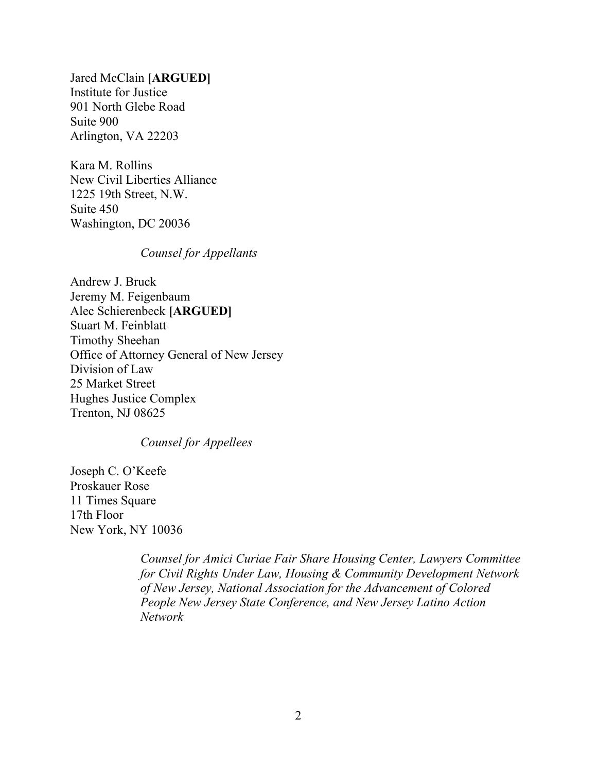Jared McClain **[ARGUED]**
Institute for Justice
901 North Glebe Road
Suite 900
Arlington, VA 22203

Kara M. Rollins
New Civil Liberties Alliance
1225 19th Street, N.W.
Suite 450
Washington, DC 20036

*Counsel for Appellants*

Andrew J. Bruck
Jeremy M. Feigenbaum
Alec Schierenbeck **[ARGUED]**
Stuart M. Feinblatt
Timothy Sheehan
Office of Attorney General of New Jersey
Division of Law
25 Market Street
Hughes Justice Complex
Trenton, NJ 08625

*Counsel for Appellees*

Joseph C. O'Keefe
Proskauer Rose
11 Times Square
17th Floor
New York, NY 10036

*Counsel for Amici Curiae Fair Share Housing Center, Lawyers Committee for Civil Rights Under Law, Housing & Community Development Network of New Jersey, National Association for the Advancement of Colored People New Jersey State Conference, and New Jersey Latino Action Network*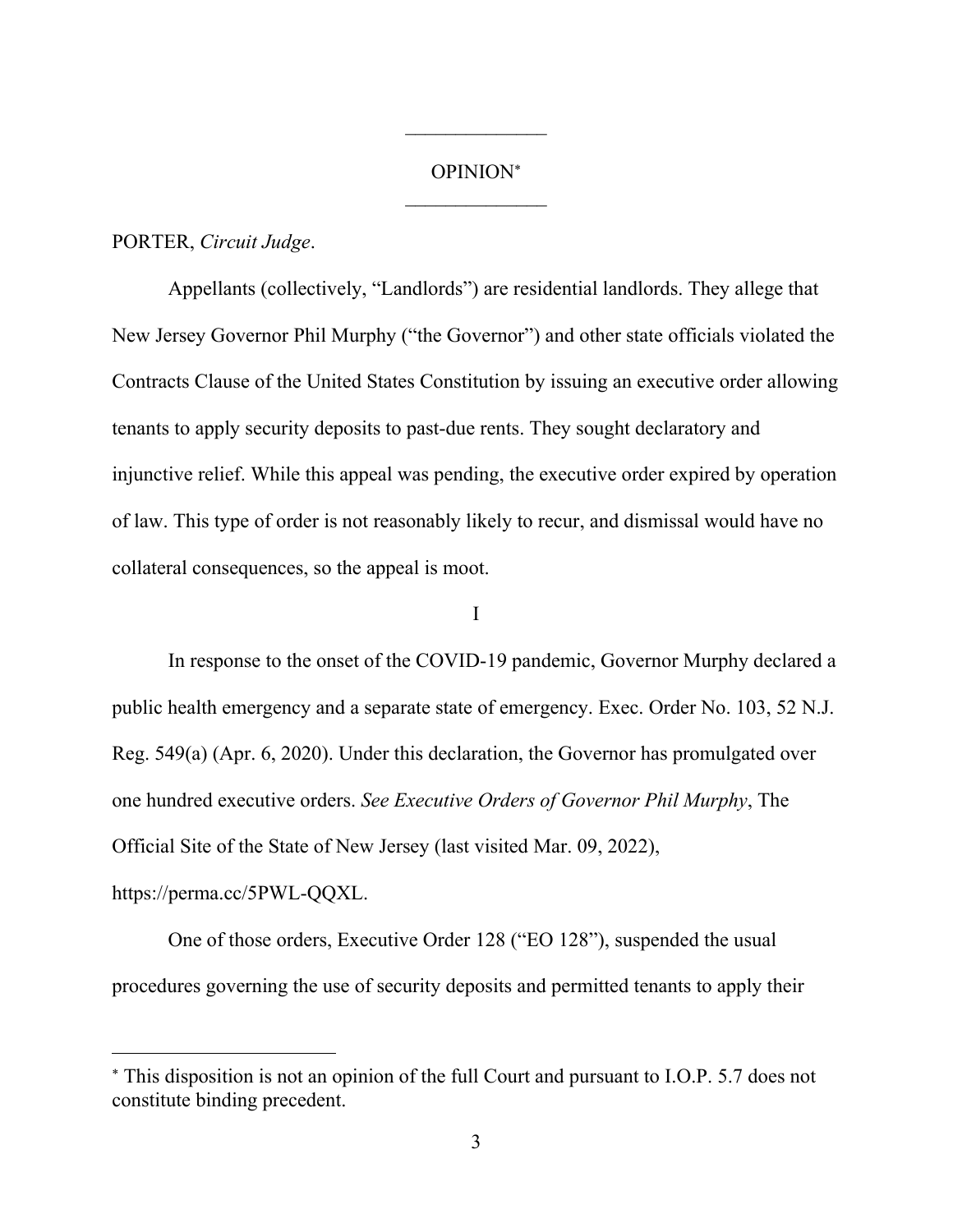______________

OPINION[*]

______________

PORTER, *Circuit Judge*.

Appellants (collectively, "Landlords") are residential landlords. They allege that New Jersey Governor Phil Murphy ("the Governor") and other state officials violated the Contracts Clause of the United States Constitution by issuing an executive order allowing tenants to apply security deposits to past-due rents. They sought declaratory and injunctive relief. While this appeal was pending, the executive order expired by operation of law. This type of order is not reasonably likely to recur, and dismissal would have no collateral consequences, so the appeal is moot.

I

In response to the onset of the COVID-19 pandemic, Governor Murphy declared a public health emergency and a separate state of emergency. Exec. Order No. 103, 52 N.J. Reg. 549(a) (Apr. 6, 2020). Under this declaration, the Governor has promulgated over one hundred executive orders. *See Executive Orders of Governor Phil Murphy*, The Official Site of the State of New Jersey (last visited Mar. 09, 2022), https://perma.cc/5PWL-QQXL.

One of those orders, Executive Order 128 ("EO 128"), suspended the usual procedures governing the use of security deposits and permitted tenants to apply their

---

[*] This disposition is not an opinion of the full Court and pursuant to I.O.P. 5.7 does not constitute binding precedent.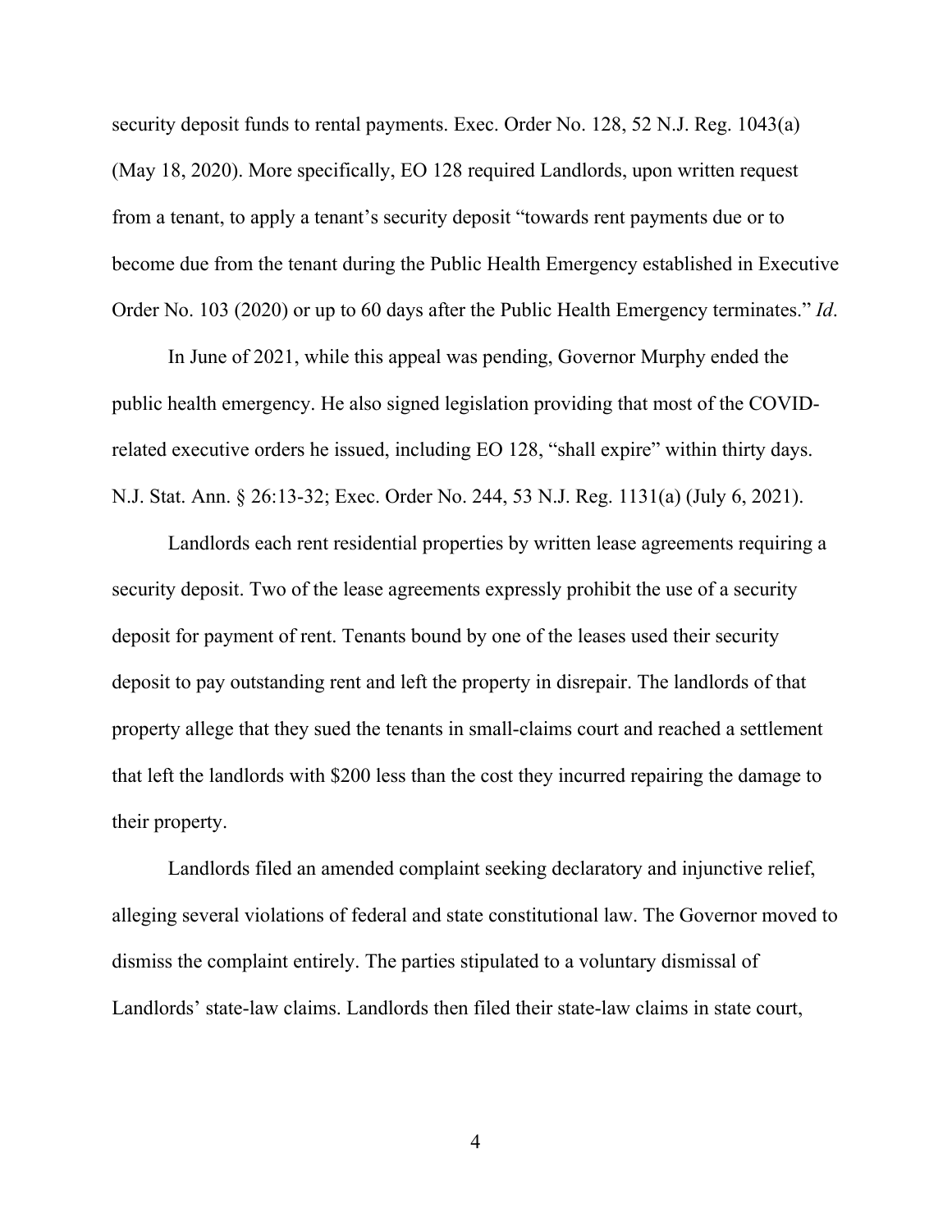security deposit funds to rental payments. Exec. Order No. 128, 52 N.J. Reg. 1043(a) (May 18, 2020). More specifically, EO 128 required Landlords, upon written request from a tenant, to apply a tenant's security deposit "towards rent payments due or to become due from the tenant during the Public Health Emergency established in Executive Order No. 103 (2020) or up to 60 days after the Public Health Emergency terminates." *Id*.

In June of 2021, while this appeal was pending, Governor Murphy ended the public health emergency. He also signed legislation providing that most of the COVID-related executive orders he issued, including EO 128, "shall expire" within thirty days. N.J. Stat. Ann. § 26:13-32; Exec. Order No. 244, 53 N.J. Reg. 1131(a) (July 6, 2021).

Landlords each rent residential properties by written lease agreements requiring a security deposit. Two of the lease agreements expressly prohibit the use of a security deposit for payment of rent. Tenants bound by one of the leases used their security deposit to pay outstanding rent and left the property in disrepair. The landlords of that property allege that they sued the tenants in small-claims court and reached a settlement that left the landlords with $200 less than the cost they incurred repairing the damage to their property.

Landlords filed an amended complaint seeking declaratory and injunctive relief, alleging several violations of federal and state constitutional law. The Governor moved to dismiss the complaint entirely. The parties stipulated to a voluntary dismissal of Landlords' state-law claims. Landlords then filed their state-law claims in state court,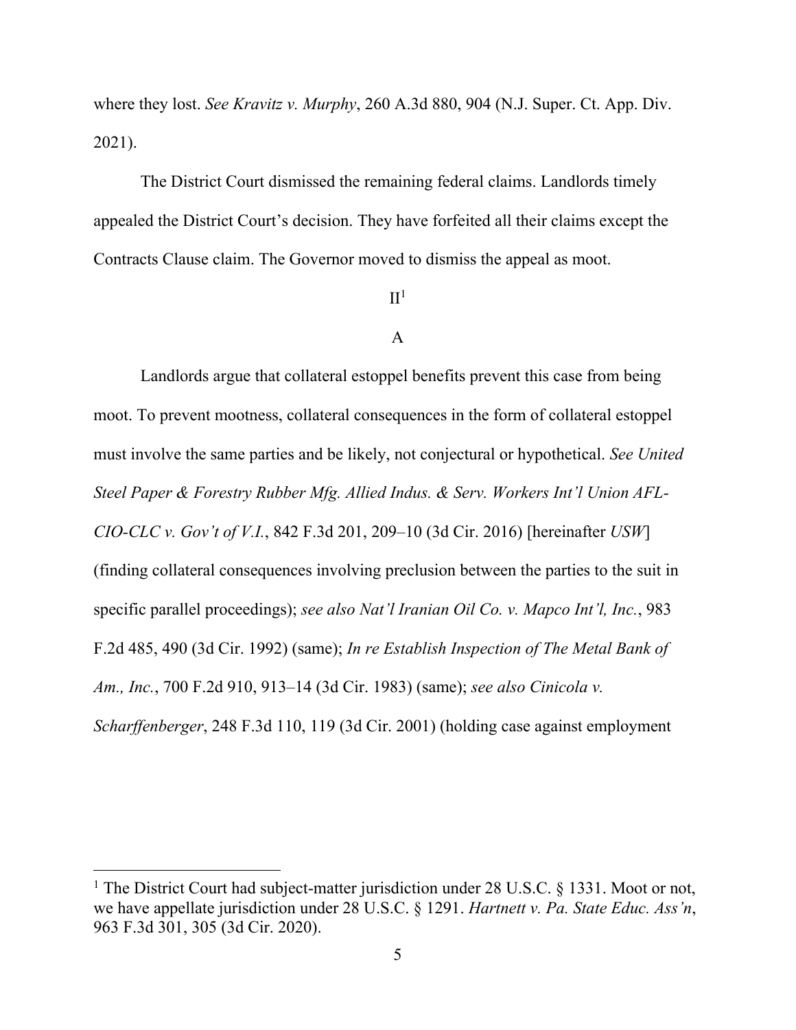where they lost. *See Kravitz v. Murphy*, 260 A.3d 880, 904 (N.J. Super. Ct. App. Div. 2021).

The District Court dismissed the remaining federal claims. Landlords timely appealed the District Court's decision. They have forfeited all their claims except the Contracts Clause claim. The Governor moved to dismiss the appeal as moot.

## II[1]

### A

Landlords argue that collateral estoppel benefits prevent this case from being moot. To prevent mootness, collateral consequences in the form of collateral estoppel must involve the same parties and be likely, not conjectural or hypothetical. *See United Steel Paper & Forestry Rubber Mfg. Allied Indus. & Serv. Workers Int'l Union AFL-CIO-CLC v. Gov't of V.I.*, 842 F.3d 201, 209–10 (3d Cir. 2016) [hereinafter *USW*] (finding collateral consequences involving preclusion between the parties to the suit in specific parallel proceedings); *see also Nat'l Iranian Oil Co. v. Mapco Int'l, Inc.*, 983 F.2d 485, 490 (3d Cir. 1992) (same); *In re Establish Inspection of The Metal Bank of Am., Inc.*, 700 F.2d 910, 913–14 (3d Cir. 1983) (same); *see also Cinicola v. Scharffenberger*, 248 F.3d 110, 119 (3d Cir. 2001) (holding case against employment

---

[1] The District Court had subject-matter jurisdiction under 28 U.S.C. § 1331. Moot or not, we have appellate jurisdiction under 28 U.S.C. § 1291. *Hartnett v. Pa. State Educ. Ass'n*, 963 F.3d 301, 305 (3d Cir. 2020).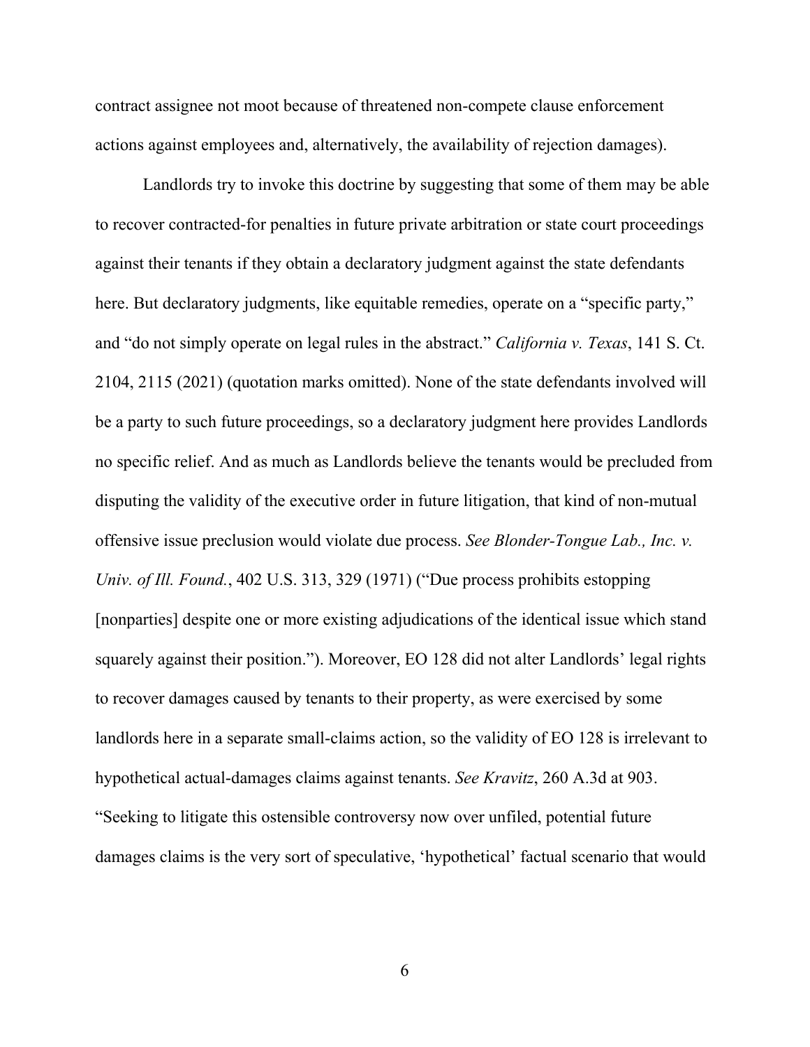contract assignee not moot because of threatened non-compete clause enforcement actions against employees and, alternatively, the availability of rejection damages).

Landlords try to invoke this doctrine by suggesting that some of them may be able to recover contracted-for penalties in future private arbitration or state court proceedings against their tenants if they obtain a declaratory judgment against the state defendants here. But declaratory judgments, like equitable remedies, operate on a "specific party," and "do not simply operate on legal rules in the abstract." *California v. Texas*, 141 S. Ct. 2104, 2115 (2021) (quotation marks omitted). None of the state defendants involved will be a party to such future proceedings, so a declaratory judgment here provides Landlords no specific relief. And as much as Landlords believe the tenants would be precluded from disputing the validity of the executive order in future litigation, that kind of non-mutual offensive issue preclusion would violate due process. *See Blonder-Tongue Lab., Inc. v. Univ. of Ill. Found.*, 402 U.S. 313, 329 (1971) ("Due process prohibits estopping [nonparties] despite one or more existing adjudications of the identical issue which stand squarely against their position."). Moreover, EO 128 did not alter Landlords' legal rights to recover damages caused by tenants to their property, as were exercised by some landlords here in a separate small-claims action, so the validity of EO 128 is irrelevant to hypothetical actual-damages claims against tenants. *See Kravitz*, 260 A.3d at 903. "Seeking to litigate this ostensible controversy now over unfiled, potential future damages claims is the very sort of speculative, 'hypothetical' factual scenario that would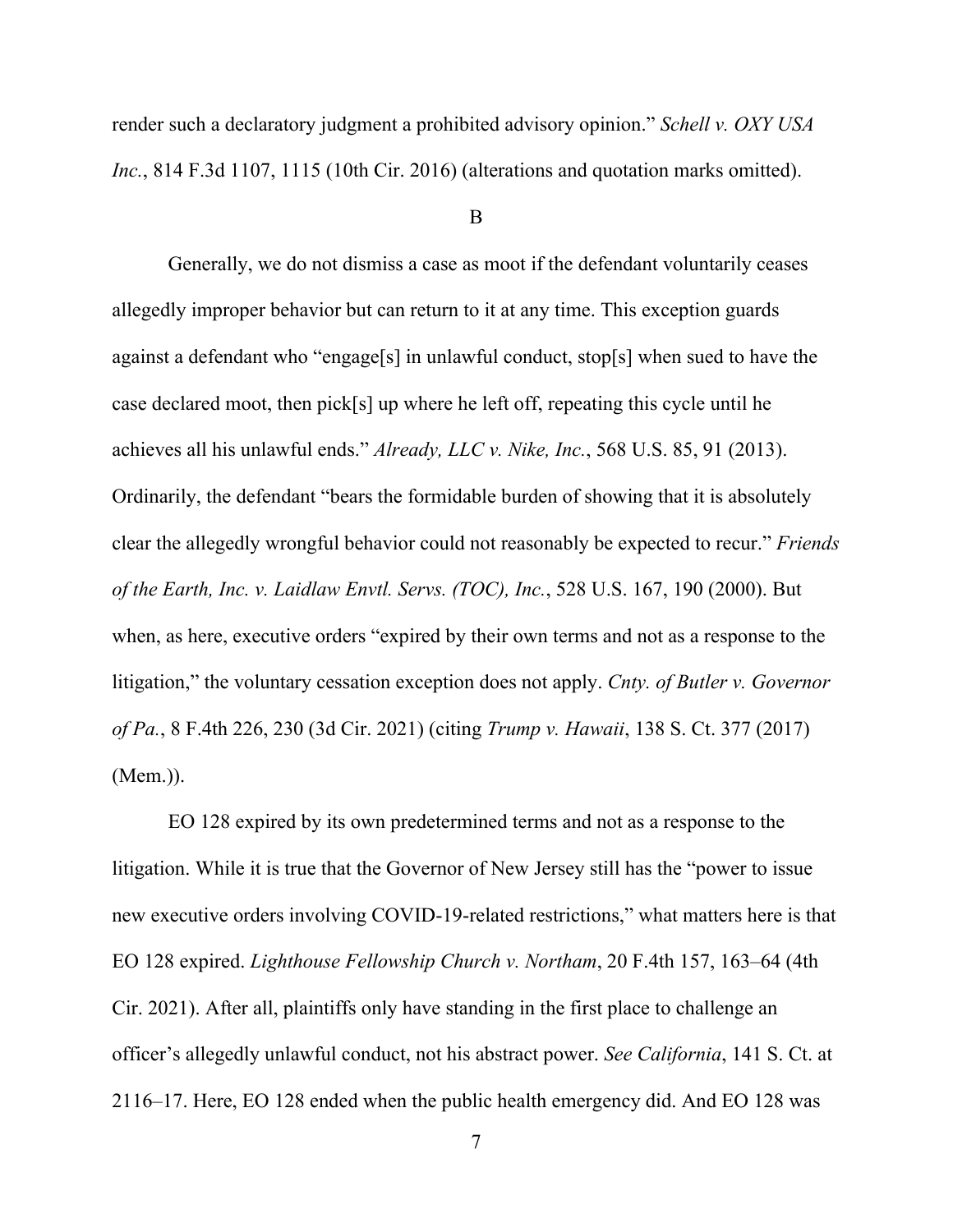render such a declaratory judgment a prohibited advisory opinion." *Schell v. OXY USA Inc.*, 814 F.3d 1107, 1115 (10th Cir. 2016) (alterations and quotation marks omitted).

## B

Generally, we do not dismiss a case as moot if the defendant voluntarily ceases allegedly improper behavior but can return to it at any time. This exception guards against a defendant who "engage[s] in unlawful conduct, stop[s] when sued to have the case declared moot, then pick[s] up where he left off, repeating this cycle until he achieves all his unlawful ends." *Already, LLC v. Nike, Inc.*, 568 U.S. 85, 91 (2013). Ordinarily, the defendant "bears the formidable burden of showing that it is absolutely clear the allegedly wrongful behavior could not reasonably be expected to recur." *Friends of the Earth, Inc. v. Laidlaw Envtl. Servs. (TOC), Inc.*, 528 U.S. 167, 190 (2000). But when, as here, executive orders "expired by their own terms and not as a response to the litigation," the voluntary cessation exception does not apply. *Cnty. of Butler v. Governor of Pa.*, 8 F.4th 226, 230 (3d Cir. 2021) (citing *Trump v. Hawaii*, 138 S. Ct. 377 (2017) (Mem.)).

EO 128 expired by its own predetermined terms and not as a response to the litigation. While it is true that the Governor of New Jersey still has the "power to issue new executive orders involving COVID-19-related restrictions," what matters here is that EO 128 expired. *Lighthouse Fellowship Church v. Northam*, 20 F.4th 157, 163–64 (4th Cir. 2021). After all, plaintiffs only have standing in the first place to challenge an officer's allegedly unlawful conduct, not his abstract power. *See California*, 141 S. Ct. at 2116–17. Here, EO 128 ended when the public health emergency did. And EO 128 was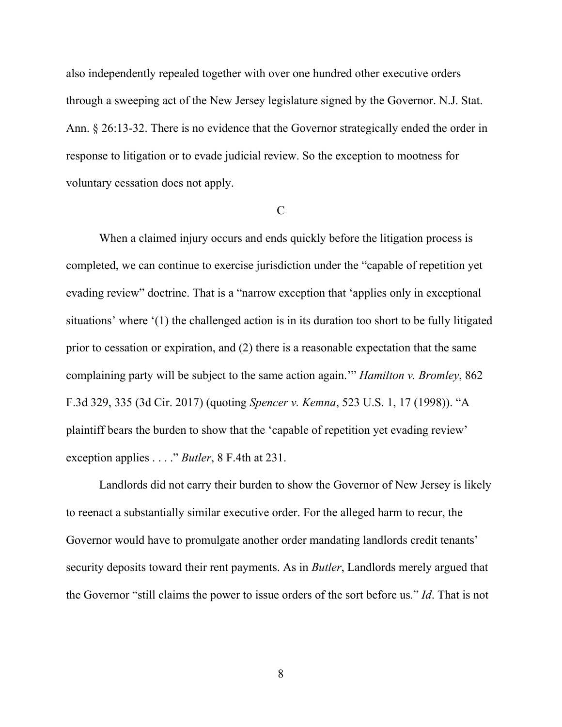also independently repealed together with over one hundred other executive orders through a sweeping act of the New Jersey legislature signed by the Governor. N.J. Stat. Ann. § 26:13-32. There is no evidence that the Governor strategically ended the order in response to litigation or to evade judicial review. So the exception to mootness for voluntary cessation does not apply.

C

When a claimed injury occurs and ends quickly before the litigation process is completed, we can continue to exercise jurisdiction under the "capable of repetition yet evading review" doctrine. That is a "narrow exception that 'applies only in exceptional situations' where '(1) the challenged action is in its duration too short to be fully litigated prior to cessation or expiration, and (2) there is a reasonable expectation that the same complaining party will be subject to the same action again.'" *Hamilton v. Bromley*, 862 F.3d 329, 335 (3d Cir. 2017) (quoting *Spencer v. Kemna*, 523 U.S. 1, 17 (1998)). "A plaintiff bears the burden to show that the 'capable of repetition yet evading review' exception applies . . . ." *Butler*, 8 F.4th at 231.

Landlords did not carry their burden to show the Governor of New Jersey is likely to reenact a substantially similar executive order. For the alleged harm to recur, the Governor would have to promulgate another order mandating landlords credit tenants' security deposits toward their rent payments. As in *Butler*, Landlords merely argued that the Governor "still claims the power to issue orders of the sort before us." *Id*. That is not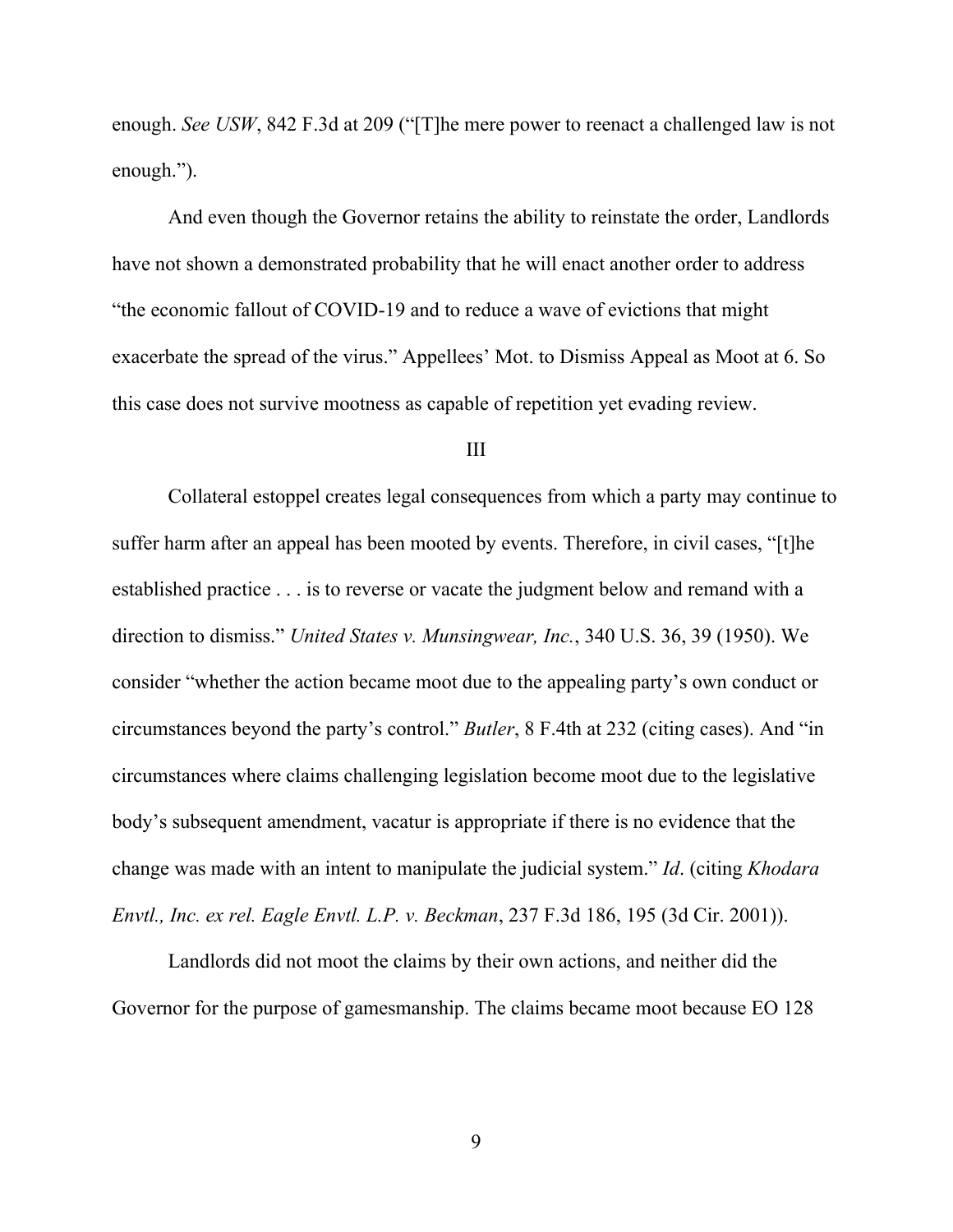enough. *See USW*, 842 F.3d at 209 ("[T]he mere power to reenact a challenged law is not enough.").

And even though the Governor retains the ability to reinstate the order, Landlords have not shown a demonstrated probability that he will enact another order to address "the economic fallout of COVID-19 and to reduce a wave of evictions that might exacerbate the spread of the virus." Appellees' Mot. to Dismiss Appeal as Moot at 6. So this case does not survive mootness as capable of repetition yet evading review.

## III

Collateral estoppel creates legal consequences from which a party may continue to suffer harm after an appeal has been mooted by events. Therefore, in civil cases, "[t]he established practice . . . is to reverse or vacate the judgment below and remand with a direction to dismiss." *United States v. Munsingwear, Inc.*, 340 U.S. 36, 39 (1950). We consider "whether the action became moot due to the appealing party's own conduct or circumstances beyond the party's control." *Butler*, 8 F.4th at 232 (citing cases). And "in circumstances where claims challenging legislation become moot due to the legislative body's subsequent amendment, vacatur is appropriate if there is no evidence that the change was made with an intent to manipulate the judicial system." *Id*. (citing *Khodara Envtl., Inc. ex rel. Eagle Envtl. L.P. v. Beckman*, 237 F.3d 186, 195 (3d Cir. 2001)).

Landlords did not moot the claims by their own actions, and neither did the Governor for the purpose of gamesmanship. The claims became moot because EO 128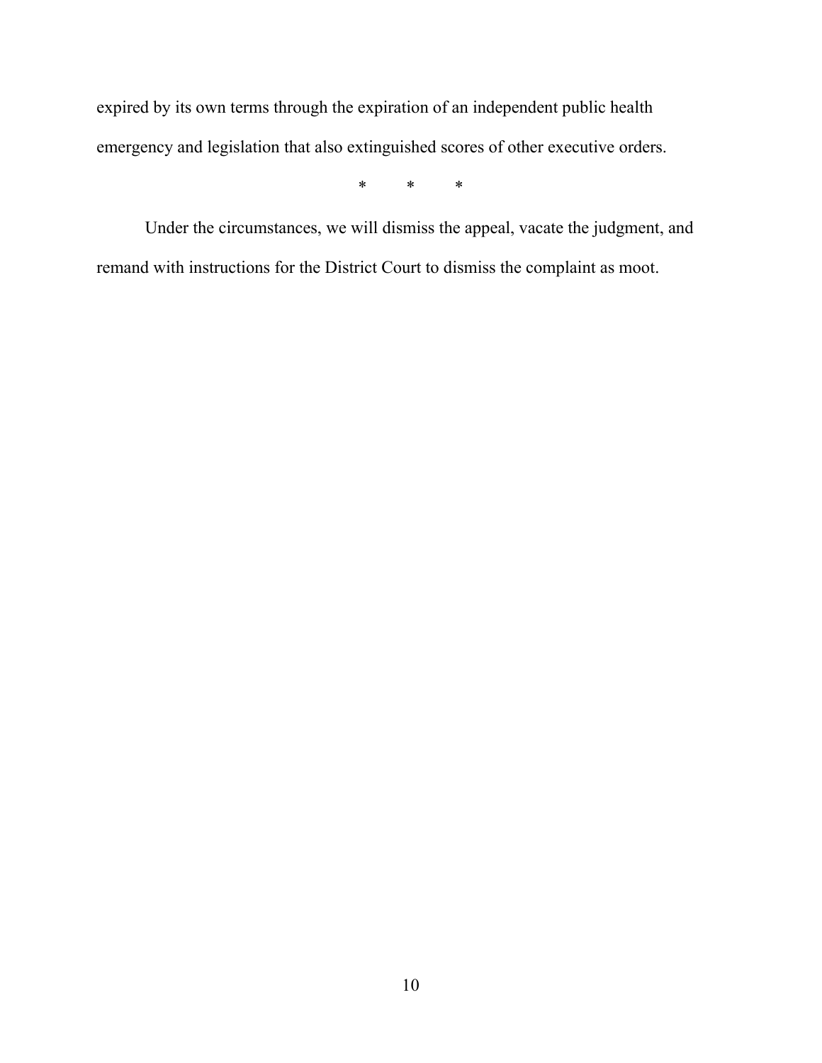expired by its own terms through the expiration of an independent public health emergency and legislation that also extinguished scores of other executive orders.

\* \* \*

Under the circumstances, we will dismiss the appeal, vacate the judgment, and remand with instructions for the District Court to dismiss the complaint as moot.